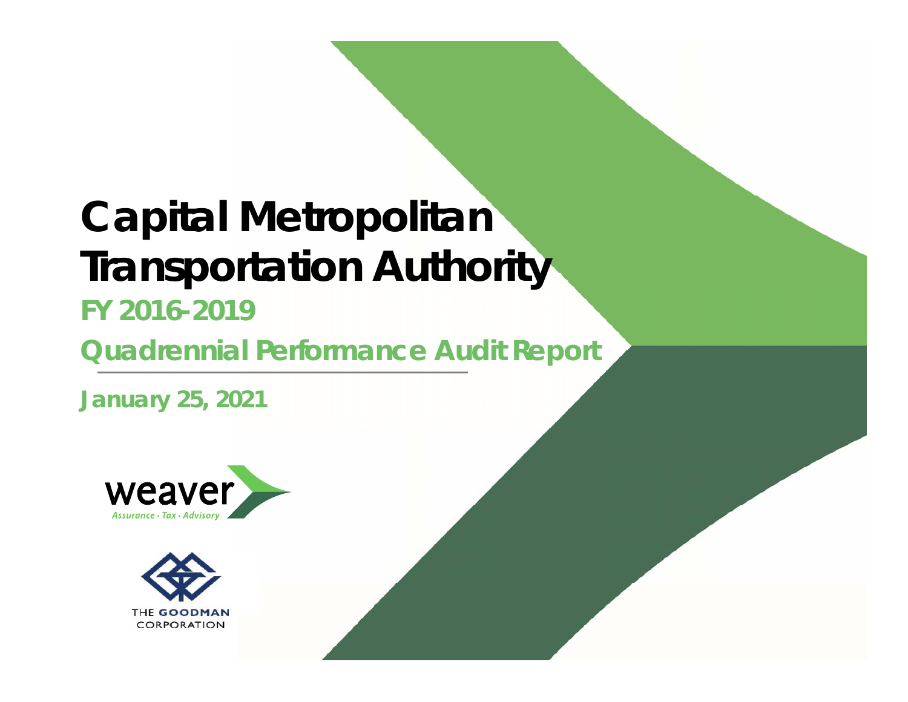# Capital Metropolitan Transportation Authority

## FY 2016-2019

## Quadrennial Performance Audit Report

January 25, 2021

weaver

*Assurance • Tax • Advisory*

THE GOODMAN CORPORATION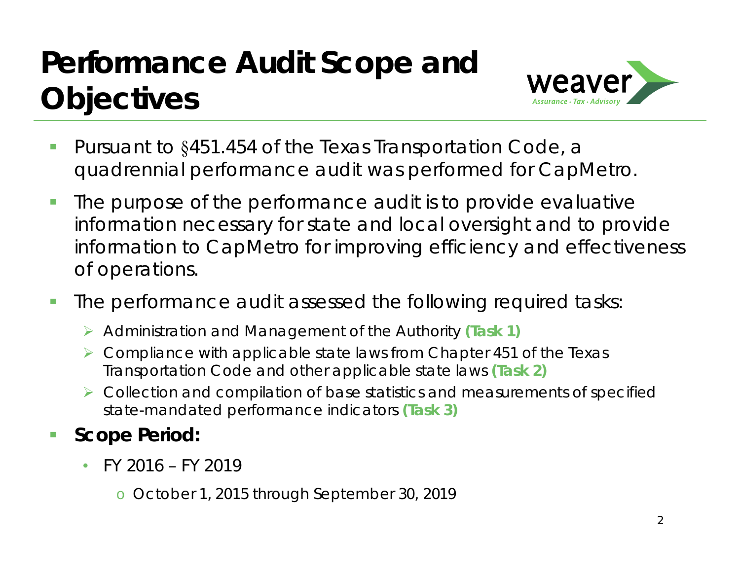# Performance Audit Scope and Objectives

- Pursuant to §451.454 of the Texas Transportation Code, a quadrennial performance audit was performed for CapMetro.
- The purpose of the performance audit is to provide evaluative information necessary for state and local oversight and to provide information to CapMetro for improving efficiency and effectiveness of operations.
- The performance audit assessed the following required tasks:
  - Administration and Management of the Authority **(Task 1)**
  - Compliance with applicable state laws from Chapter 451 of the Texas Transportation Code and other applicable state laws **(Task 2)**
  - Collection and compilation of base statistics and measurements of specified state-mandated performance indicators **(Task 3)**
- **Scope Period:**
  - FY 2016 – FY 2019
    - October 1, 2015 through September 30, 2019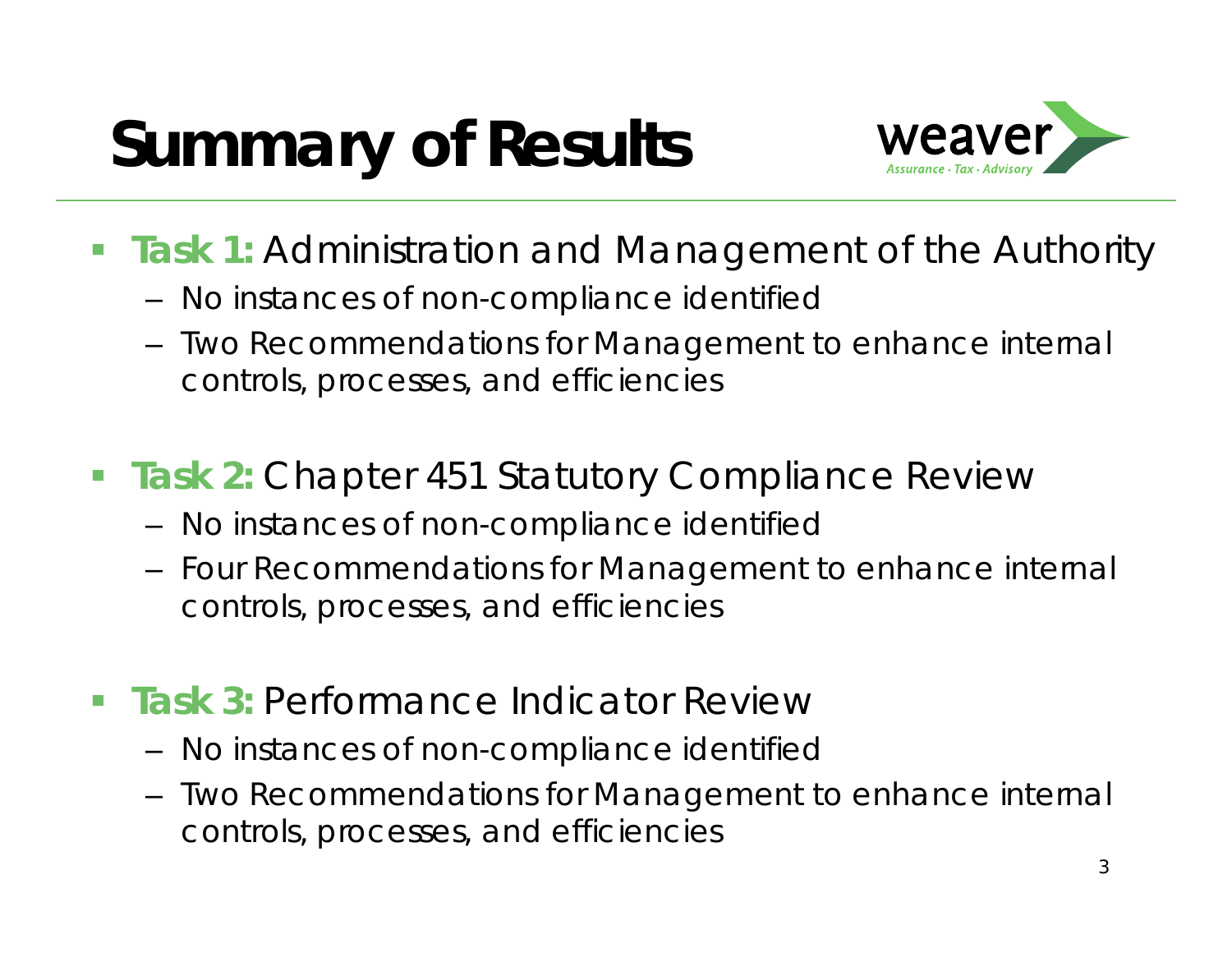# Summary of Results

weaver
Assurance · Tax · Advisory

- **Task 1:** Administration and Management of the Authority
  - No instances of non-compliance identified
  - Two Recommendations for Management to enhance internal controls, processes, and efficiencies
- **Task 2:** Chapter 451 Statutory Compliance Review
  - No instances of non-compliance identified
  - Four Recommendations for Management to enhance internal controls, processes, and efficiencies
- **Task 3:** Performance Indicator Review
  - No instances of non-compliance identified
  - Two Recommendations for Management to enhance internal controls, processes, and efficiencies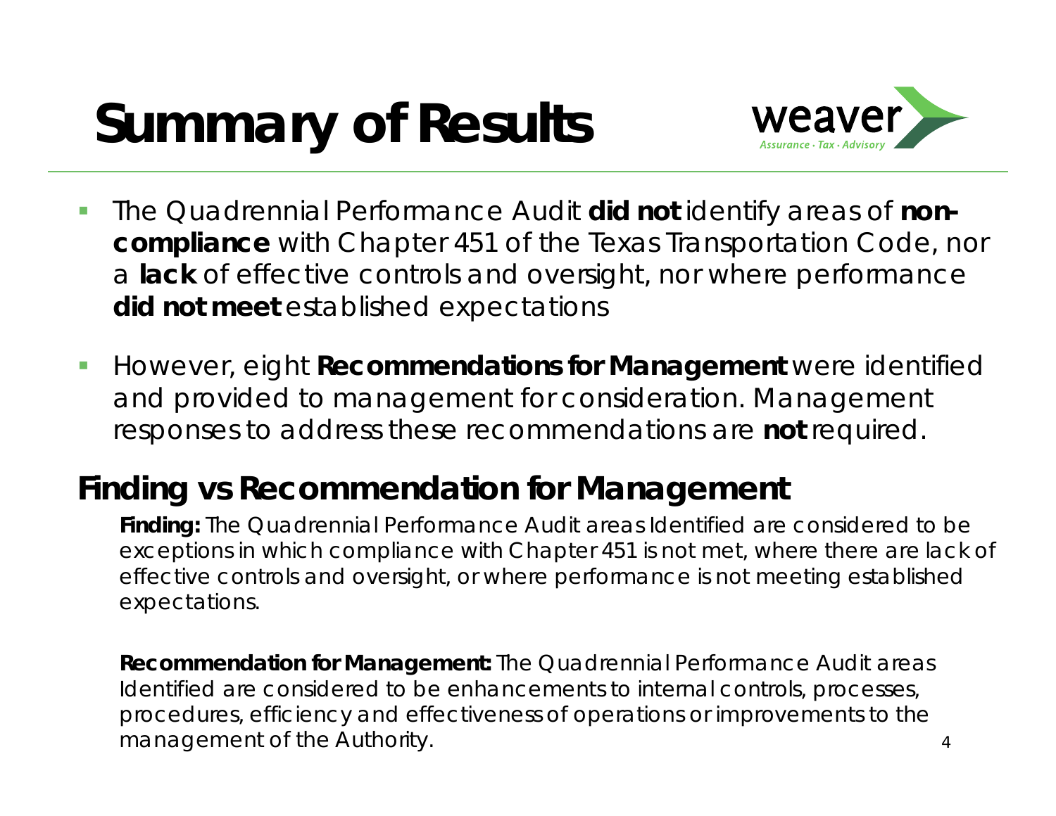# Summary of Results

- The Quadrennial Performance Audit **did not** identify areas of **non-compliance** with Chapter 451 of the Texas Transportation Code, nor a **lack** of effective controls and oversight, nor where performance **did not meet** established expectations
- However, eight **Recommendations for Management** were identified and provided to management for consideration. Management responses to address these recommendations are **not** required.

## Finding vs Recommendation for Management

**Finding:** The Quadrennial Performance Audit areas Identified are considered to be exceptions in which compliance with Chapter 451 is not met, where there are lack of effective controls and oversight, or where performance is not meeting established expectations.

**Recommendation for Management:** The Quadrennial Performance Audit areas Identified are considered to be enhancements to internal controls, processes, procedures, efficiency and effectiveness of operations or improvements to the management of the Authority.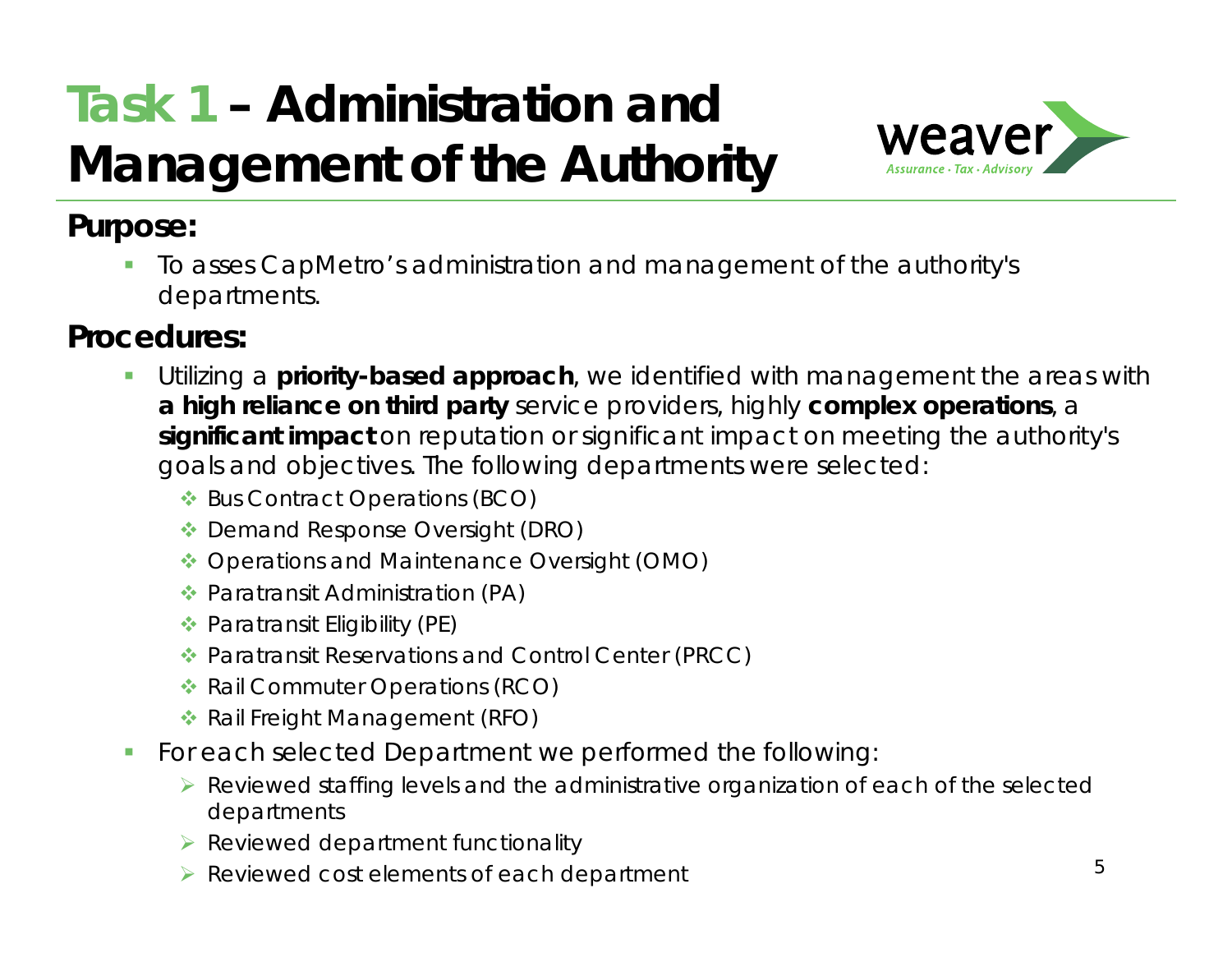# Task 1 – Administration and Management of the Authority

**Purpose:**

- To asses CapMetro's administration and management of the authority's departments.

**Procedures:**

- Utilizing a **priority-based approach**, we identified with management the areas with **a high reliance on third party** service providers, highly **complex operations**, a **significant impact** on reputation or significant impact on meeting the authority's goals and objectives. The following departments were selected:
  - Bus Contract Operations (BCO)
  - Demand Response Oversight (DRO)
  - Operations and Maintenance Oversight (OMO)
  - Paratransit Administration (PA)
  - Paratransit Eligibility (PE)
  - Paratransit Reservations and Control Center (PRCC)
  - Rail Commuter Operations (RCO)
  - Rail Freight Management (RFO)
- For each selected Department we performed the following:
  - Reviewed staffing levels and the administrative organization of each of the selected departments
  - Reviewed department functionality
  - Reviewed cost elements of each department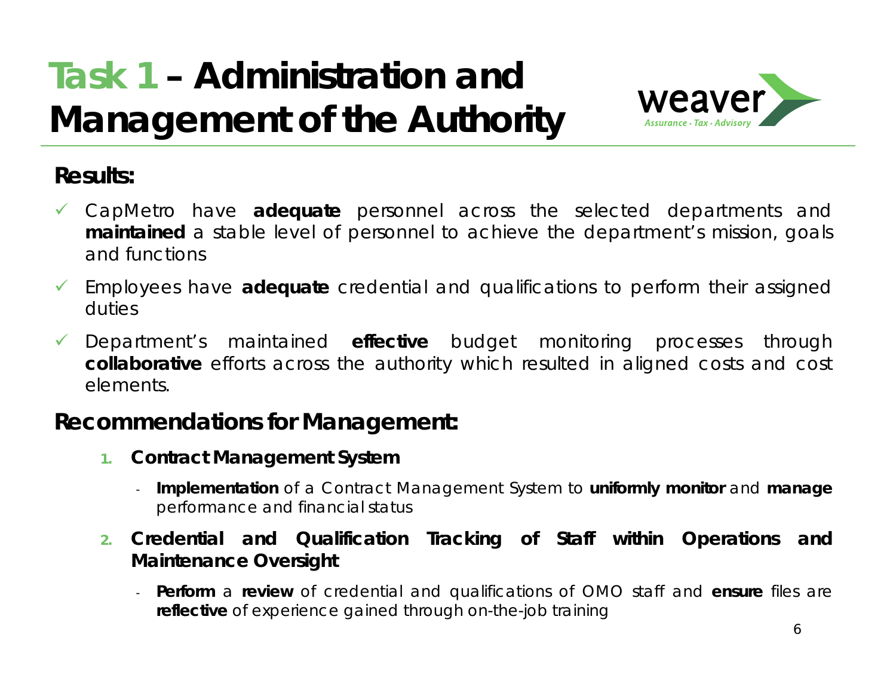# Task 1 – Administration and Management of the Authority

## Results:

- ✓ CapMetro have **adequate** personnel across the selected departments and **maintained** a stable level of personnel to achieve the department's mission, goals and functions
- ✓ Employees have **adequate** credential and qualifications to perform their assigned duties
- ✓ Department's maintained **effective** budget monitoring processes through **collaborative** efforts across the authority which resulted in aligned costs and cost elements.

## Recommendations for Management:

1. **Contract Management System**
   - **Implementation** of a Contract Management System to **uniformly monitor** and **manage** performance and financial status
2. **Credential and Qualification Tracking of Staff within Operations and Maintenance Oversight**
   - **Perform** a **review** of credential and qualifications of OMO staff and **ensure** files are **reflective** of experience gained through on-the-job training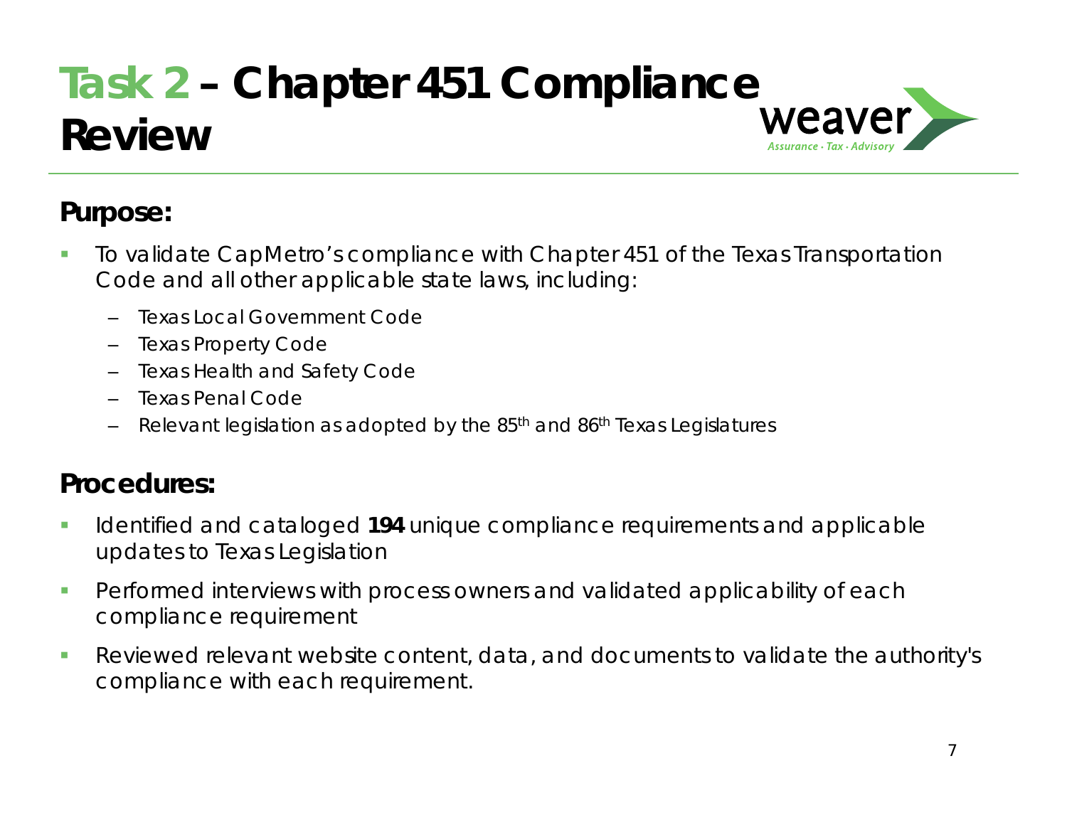# Task 2 – Chapter 451 Compliance Review

## Purpose:

- To validate CapMetro's compliance with Chapter 451 of the Texas Transportation Code and all other applicable state laws, including:
  - Texas Local Government Code
  - Texas Property Code
  - Texas Health and Safety Code
  - Texas Penal Code
  - Relevant legislation as adopted by the 85th and 86th Texas Legislatures

## Procedures:

- Identified and cataloged **194** unique compliance requirements and applicable updates to Texas Legislation
- Performed interviews with process owners and validated applicability of each compliance requirement
- Reviewed relevant website content, data, and documents to validate the authority's compliance with each requirement.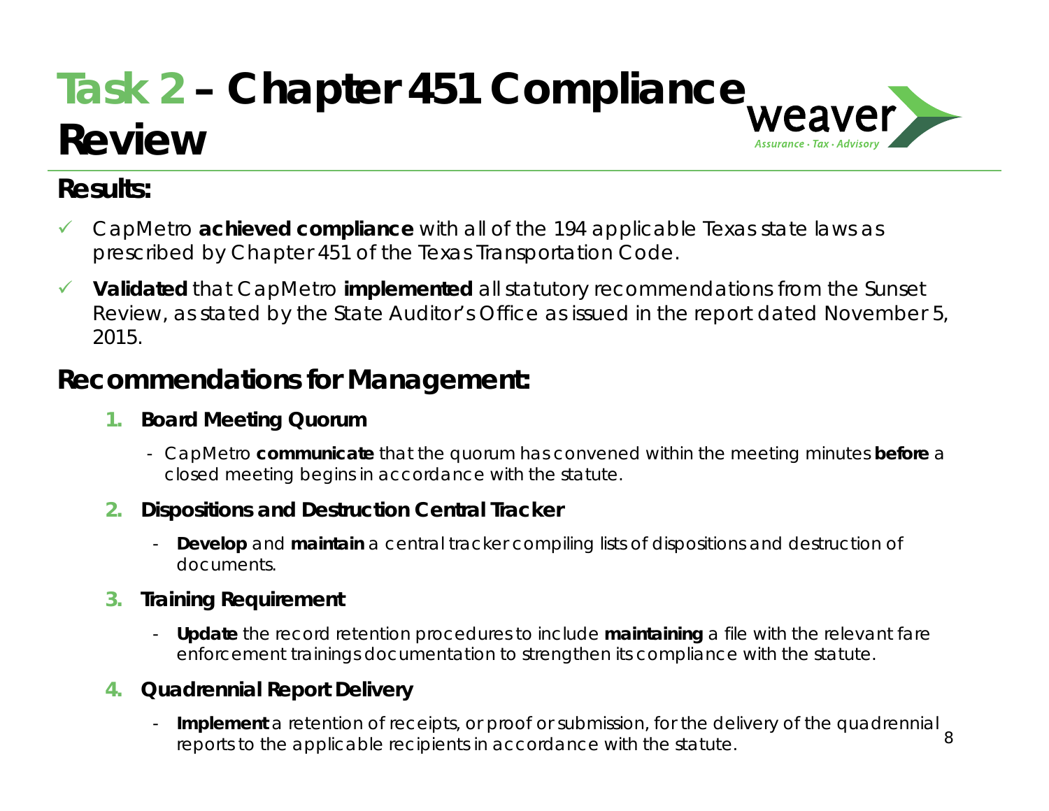# Task 2 – Chapter 451 Compliance Review

## Results:

- ✓ CapMetro **achieved compliance** with all of the 194 applicable Texas state laws as prescribed by Chapter 451 of the Texas Transportation Code.
- ✓ **Validated** that CapMetro **implemented** all statutory recommendations from the Sunset Review, as stated by the State Auditor's Office as issued in the report dated November 5, 2015.

## Recommendations for Management:

1. **Board Meeting Quorum**
   - CapMetro **communicate** that the quorum has convened within the meeting minutes **before** a closed meeting begins in accordance with the statute.
2. **Dispositions and Destruction Central Tracker**
   - **Develop** and **maintain** a central tracker compiling lists of dispositions and destruction of documents.
3. **Training Requirement**
   - **Update** the record retention procedures to include **maintaining** a file with the relevant fare enforcement trainings documentation to strengthen its compliance with the statute.
4. **Quadrennial Report Delivery**
   - **Implement** a retention of receipts, or proof or submission, for the delivery of the quadrennial reports to the applicable recipients in accordance with the statute.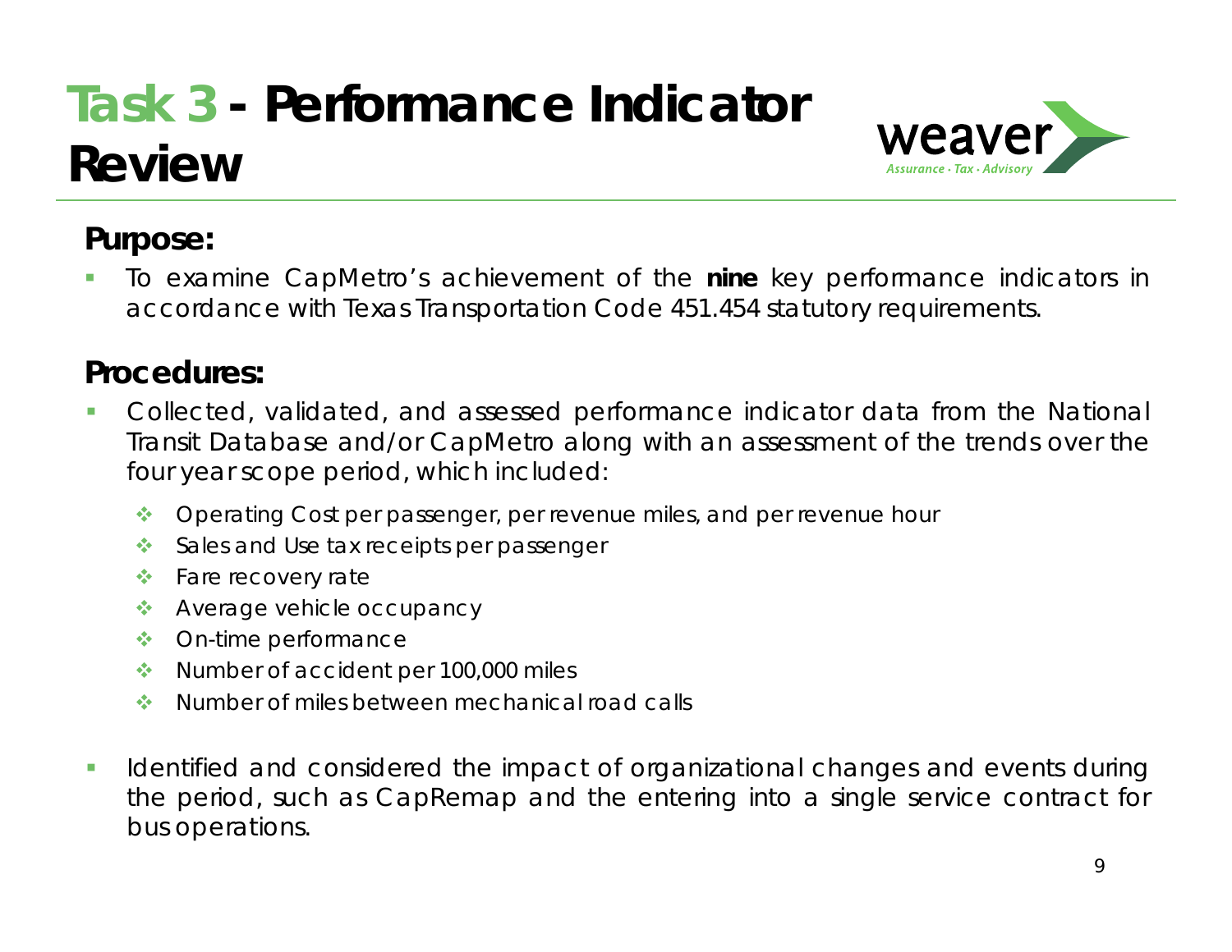# Task 3 - Performance Indicator Review

weaver
Assurance · Tax · Advisory

## Purpose:

- To examine CapMetro's achievement of the **nine** key performance indicators in accordance with Texas Transportation Code 451.454 statutory requirements.

## Procedures:

- Collected, validated, and assessed performance indicator data from the National Transit Database and/or CapMetro along with an assessment of the trends over the four year scope period, which included:
  - Operating Cost per passenger, per revenue miles, and per revenue hour
  - Sales and Use tax receipts per passenger
  - Fare recovery rate
  - Average vehicle occupancy
  - On-time performance
  - Number of accident per 100,000 miles
  - Number of miles between mechanical road calls
- Identified and considered the impact of organizational changes and events during the period, such as CapRemap and the entering into a single service contract for bus operations.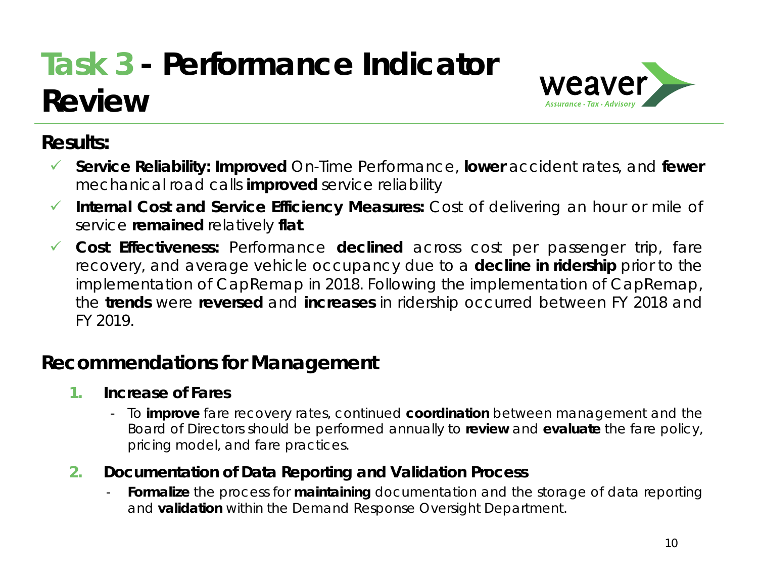# Task 3 - Performance Indicator Review

## Results:

- ✓ **Service Reliability: Improved** On-Time Performance, **lower** accident rates, and **fewer** mechanical road calls **improved** service reliability
- ✓ **Internal Cost and Service Efficiency Measures:** Cost of delivering an hour or mile of service **remained** relatively **flat**.
- ✓ **Cost Effectiveness:** Performance **declined** across cost per passenger trip, fare recovery, and average vehicle occupancy due to a **decline in ridership** prior to the implementation of CapRemap in 2018. Following the implementation of CapRemap, the **trends** were **reversed** and **increases** in ridership occurred between FY 2018 and FY 2019.

## Recommendations for Management

1. **Increase of Fares**
   - To **improve** fare recovery rates, continued **coordination** between management and the Board of Directors should be performed annually to **review** and **evaluate** the fare policy, pricing model, and fare practices.
2. **Documentation of Data Reporting and Validation Process**
   - **Formalize** the process for **maintaining** documentation and the storage of data reporting and **validation** within the Demand Response Oversight Department.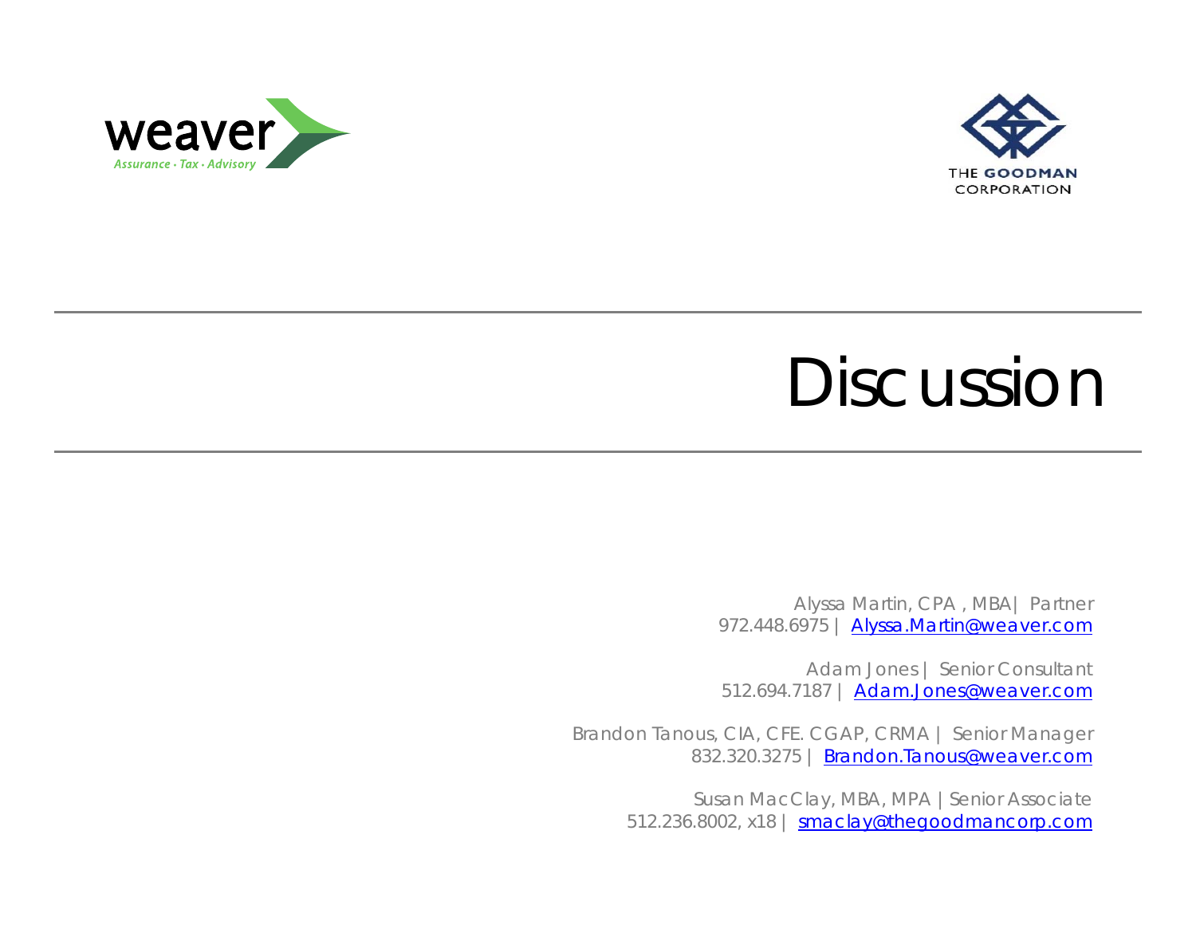weaver

Assurance · Tax · Advisory

THE GOODMAN CORPORATION

# Discussion

Alyssa Martin, CPA , MBA| Partner
972.448.6975 | Alyssa.Martin@weaver.com

Adam Jones | Senior Consultant
512.694.7187 | Adam.Jones@weaver.com

Brandon Tanous, CIA, CFE. CGAP, CRMA | Senior Manager
832.320.3275 | Brandon.Tanous@weaver.com

Susan MacClay, MBA, MPA | Senior Associate
512.236.8002, x18 | smaclay@thegoodmancorp.com